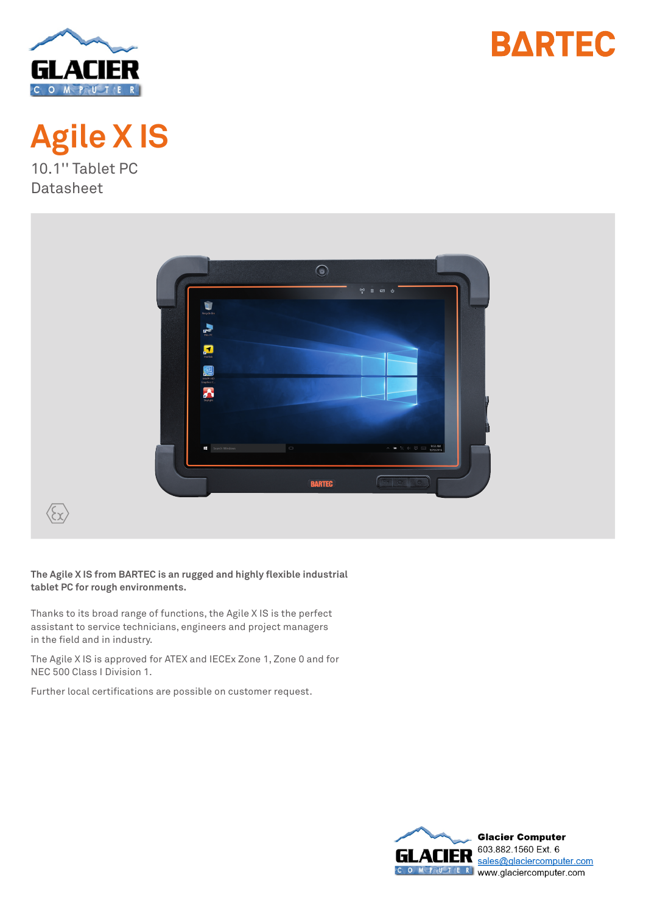# Agile X IS

10.1'' Tablet PC
Datasheet

**The Agile X IS from BARTEC is an rugged and highly flexible industrial tablet PC for rough environments.**

Thanks to its broad range of functions, the Agile X IS is the perfect assistant to service technicians, engineers and project managers in the field and in industry.

The Agile X IS is approved for ATEX and IECEx Zone 1, Zone 0 and for NEC 500 Class I Division 1.

Further local certifications are possible on customer request.

**Glacier Computer**
603.882.1560 Ext. 6
sales@glaciercomputer.com
www.glaciercomputer.com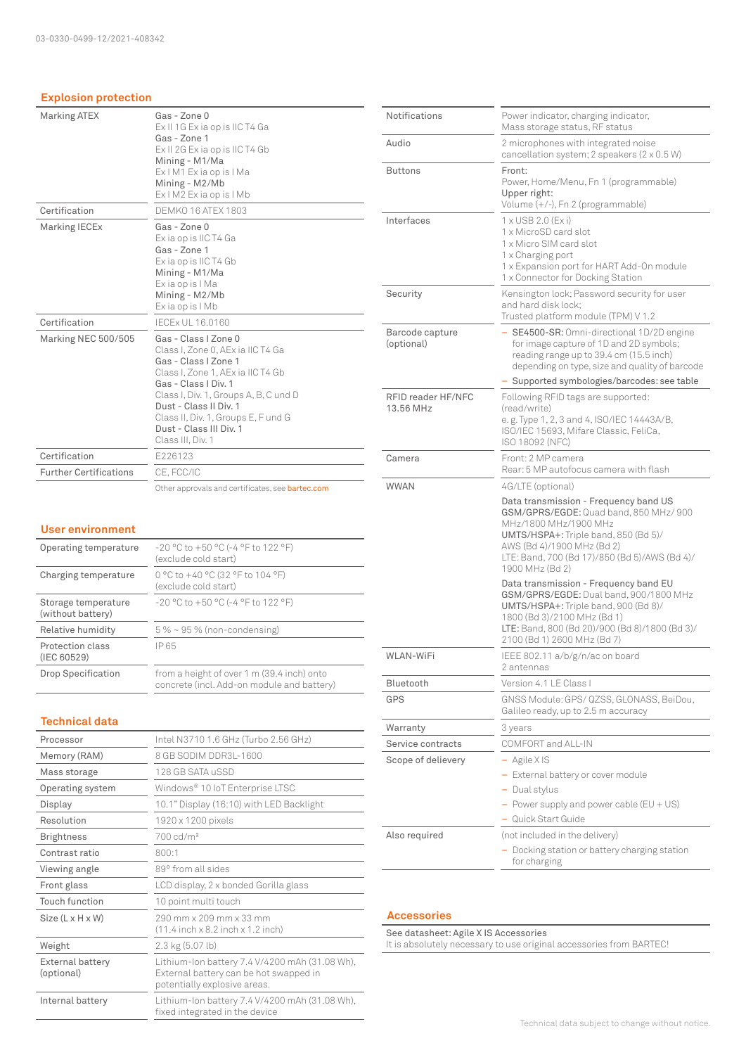03-0330-0499-12/2021-408342

## Explosion protection

| | |
|---|---|
| Marking ATEX | **Gas - Zone 0**<br>Ex II 1G Ex ia op is IIC T4 Ga<br>**Gas - Zone 1**<br>Ex II 2G Ex ia op is IIC T4 Gb<br>**Mining - M1/Ma**<br>Ex I M1 Ex ia op is I Ma<br>**Mining - M2/Mb**<br>Ex I M2 Ex ia op is I Mb |
| Certification | DEMKO 16 ATEX 1803 |
| Marking IECEx | **Gas - Zone 0**<br>Ex ia op is IIC T4 Ga<br>**Gas - Zone 1**<br>Ex ia op is IIC T4 Gb<br>**Mining - M1/Ma**<br>Ex ia op is I Ma<br>**Mining - M2/Mb**<br>Ex ia op is I Mb |
| Certification | IECEx UL 16.0160 |
| Marking NEC 500/505 | **Gas - Class I Zone 0**<br>Class I, Zone 0, AEx ia IIC T4 Ga<br>**Gas - Class I Zone 1**<br>Class I, Zone 1, AEx ia IIC T4 Gb<br>**Gas - Class I Div. 1**<br>Class I, Div. 1, Groups A, B, C und D<br>**Dust - Class II Div. 1**<br>Class II, Div. 1, Groups E, F und G<br>**Dust - Class III Div. 1**<br>Class III, Div. 1 |
| Certification | E226123 |
| Further Certifications | CE, FCC/IC |

Other approvals and certificates, see bartec.com

## User environment

| | |
|---|---|
| Operating temperature | -20 °C to +50 °C (-4 °F to 122 °F)<br>(exclude cold start) |
| Charging temperature | 0 °C to +40 °C (32 °F to 104 °F)<br>(exclude cold start) |
| Storage temperature (without battery) | -20 °C to +50 °C (-4 °F to 122 °F) |
| Relative humidity | 5 % ~ 95 % (non-condensing) |
| Protection class (IEC 60529) | IP 65 |
| Drop Specification | from a height of over 1 m (39.4 inch) onto concrete (incl. Add-on module and battery) |

## Technical data

| | |
|---|---|
| Processor | Intel N3710 1.6 GHz (Turbo 2.56 GHz) |
| Memory (RAM) | 8 GB SODIM DDR3L-1600 |
| Mass storage | 128 GB SATA uSSD |
| Operating system | Windows® 10 IoT Enterprise LTSC |
| Display | 10.1" Display (16:10) with LED Backlight |
| Resolution | 1920 x 1200 pixels |
| Brightness | 700 cd/m² |
| Contrast ratio | 800:1 |
| Viewing angle | 89° from all sides |
| Front glass | LCD display, 2 x bonded Gorilla glass |
| Touch function | 10 point multi touch |
| Size (L x H x W) | 290 mm x 209 mm x 33 mm<br>(11.4 inch x 8.2 inch x 1.2 inch) |
| Weight | 2.3 kg (5.07 lb) |
| External battery (optional) | Lithium-Ion battery 7.4 V/4200 mAh (31.08 Wh), External battery can be hot swapped in potentially explosive areas. |
| Internal battery | Lithium-Ion battery 7.4 V/4200 mAh (31.08 Wh), fixed integrated in the device |
| Notifications | Power indicator, charging indicator, Mass storage status, RF status |
| Audio | 2 microphones with integrated noise cancellation system; 2 speakers (2 x 0.5 W) |
| Buttons | **Front:**<br>Power, Home/Menu, Fn 1 (programmable)<br>**Upper right:**<br>Volume (+/-), Fn 2 (programmable) |
| Interfaces | 1 x USB 2.0 (Ex i)<br>1 x MicroSD card slot<br>1 x Micro SIM card slot<br>1 x Charging port<br>1 x Expansion port for HART Add-On module<br>1 x Connector for Docking Station |
| Security | Kensington lock; Password security for user and hard disk lock;<br>Trusted platform module (TPM) V 1.2 |
| Barcode capture (optional) | – **SE4500-SR:** Omni-directional 1D/2D engine for image capture of 1D and 2D symbols; reading range up to 39.4 cm (15.5 inch) depending on type, size and quality of barcode<br>– Supported symbologies/barcodes: see table |
| RFID reader HF/NFC 13.56 MHz | Following RFID tags are supported: (read/write)<br>e. g. Type 1, 2, 3 and 4, ISO/IEC 14443A/B, ISO/IEC 15693, Mifare Classic, FeliCa, ISO 18092 (NFC) |
| Camera | Front: 2 MP camera<br>Rear: 5 MP autofocus camera with flash |
| WWAN | 4G/LTE (optional)<br>**Data transmission - Frequency band US**<br>**GSM/GPRS/EGDE:** Quad band, 850 MHz/ 900 MHz/1800 MHz/1900 MHz<br>**UMTS/HSPA+:** Triple band, 850 (Bd 5)/ AWS (Bd 4)/1900 MHz (Bd 2)<br>LTE: Band, 700 (Bd 17)/850 (Bd 5)/AWS (Bd 4)/ 1900 MHz (Bd 2)<br>**Data transmission - Frequency band EU**<br>**GSM/GPRS/EGDE:** Dual band, 900/1800 MHz<br>**UMTS/HSPA+:** Triple band, 900 (Bd 8)/ 1800 (Bd 3)/2100 MHz (Bd 1)<br>**LTE:** Band, 800 (Bd 20)/900 (Bd 8)/1800 (Bd 3)/ 2100 (Bd 1) 2600 MHz (Bd 7) |
| WLAN-WiFi | IEEE 802.11 a/b/g/n/ac on board<br>2 antennas |
| Bluetooth | Version 4.1 LE Class I |
| GPS | GNSS Module: GPS/ QZSS, GLONASS, BeiDou, Galileo ready, up to 2.5 m accuracy |
| Warranty | 3 years |
| Service contracts | COMFORT and ALL-IN |
| Scope of delievery | – Agile X IS<br>– External battery or cover module<br>– Dual stylus<br>– Power supply and power cable (EU + US)<br>– Quick Start Guide |
| Also required | (not included in the delivery)<br>– Docking station or battery charging station for charging |

## Accessories

See datasheet: Agile X IS Accessories
It is absolutely necessary to use original accessories from BARTEC!

Technical data subject to change without notice.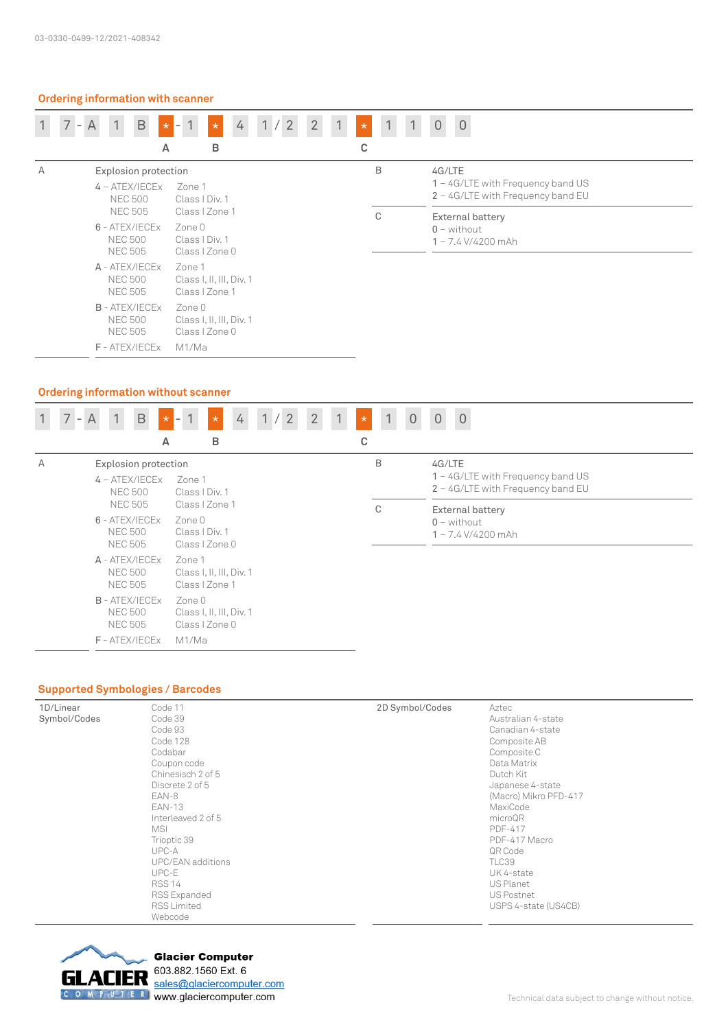## Ordering information with scanner

1 7 - A 1 B * - 1 * 4 1 / 2 2 1 * 1 1 0 0

A (first *), B (second *), C (third *)

| | | | |
|---|---|---|---|
| A | **Explosion protection**<br>4 – ATEX/IECEx Zone 1<br>NEC 500 Class I Div. 1<br>NEC 505 Class I Zone 1<br>6 - ATEX/IECEx Zone 0<br>NEC 500 Class I Div. 1<br>NEC 505 Class I Zone 0<br>A - ATEX/IECEx Zone 1<br>NEC 500 Class I, II, III, Div. 1<br>NEC 505 Class I Zone 1<br>B - ATEX/IECEx Zone 0<br>NEC 500 Class I, II, III, Div. 1<br>NEC 505 Class I Zone 0<br>F - ATEX/IECEx M1/Ma | B | **4G/LTE**<br>1 – 4G/LTE with Frequency band US<br>2 – 4G/LTE with Frequency band EU |
| | | C | **External battery**<br>0 – without<br>1 – 7.4 V/4200 mAh |

## Ordering information without scanner

1 7 - A 1 B * - 1 * 4 1 / 2 2 1 * 1 0 0 0

A (first *), B (second *), C (third *)

| | | | |
|---|---|---|---|
| A | **Explosion protection**<br>4 – ATEX/IECEx Zone 1<br>NEC 500 Class I Div. 1<br>NEC 505 Class I Zone 1<br>6 - ATEX/IECEx Zone 0<br>NEC 500 Class I Div. 1<br>NEC 505 Class I Zone 0<br>A - ATEX/IECEx Zone 1<br>NEC 500 Class I, II, III, Div. 1<br>NEC 505 Class I Zone 1<br>B - ATEX/IECEx Zone 0<br>NEC 500 Class I, II, III, Div. 1<br>NEC 505 Class I Zone 0<br>F - ATEX/IECEx M1/Ma | B | **4G/LTE**<br>1 – 4G/LTE with Frequency band US<br>2 – 4G/LTE with Frequency band EU |
| | | C | **External battery**<br>0 – without<br>1 – 7.4 V/4200 mAh |

## Supported Symbologies / Barcodes

| | | | |
|---|---|---|---|
| 1D/Linear Symbol/Codes | Code 11<br>Code 39<br>Code 93<br>Code 128<br>Codabar<br>Coupon code<br>Chinesisch 2 of 5<br>Discrete 2 of 5<br>EAN-8<br>EAN-13<br>Interleaved 2 of 5<br>MSI<br>Trioptic 39<br>UPC-A<br>UPC/EAN additions<br>UPC-E<br>RSS 14<br>RSS Expanded<br>RSS Limited<br>Webcode | 2D Symbol/Codes | Aztec<br>Australian 4-state<br>Canadian 4-state<br>Composite AB<br>Composite C<br>Data Matrix<br>Dutch Kit<br>Japanese 4-state<br>(Macro) Mikro PFD-417<br>MaxiCode<br>microQR<br>PDF-417<br>PDF-417 Macro<br>QR Code<br>TLC39<br>UK 4-state<br>US Planet<br>US Postnet<br>USPS 4-state (US4CB) |

**Glacier Computer**
603.882.1560 Ext. 6
sales@glaciercomputer.com
www.glaciercomputer.com

Technical data subject to change without notice.